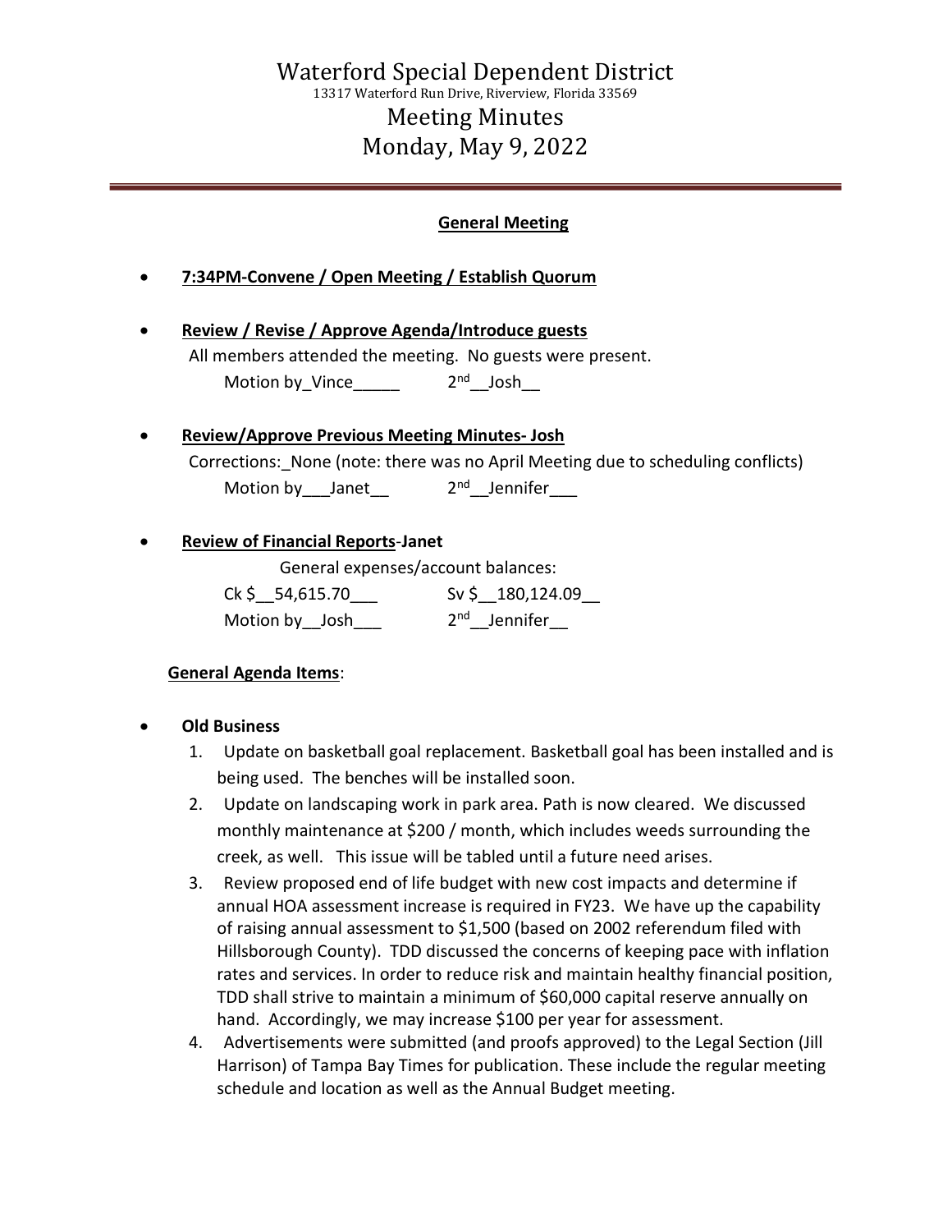# Waterford Special Dependent District

13317 Waterford Run Drive, Riverview, Florida 33569

## Meeting Minutes

## Monday, May 9, 2022

---

### General Meeting

- **7:34PM-Convene / Open Meeting / Establish Quorum**

- **Review / Revise / Approve Agenda/Introduce guests**
  All members attended the meeting. No guests were present.
  Motion by_Vince_____ 2nd__Josh__

- **Review/Approve Previous Meeting Minutes- Josh**
  Corrections:_None (note: there was no April Meeting due to scheduling conflicts)
  Motion by___Janet__ 2nd__Jennifer___

- **Review of Financial Reports-Janet**
  General expenses/account balances:
  Ck $__54,615.70___ Sv $__180,124.09__
  Motion by__Josh___ 2nd__Jennifer__

**General Agenda Items**:

- **Old Business**
  1. Update on basketball goal replacement. Basketball goal has been installed and is being used. The benches will be installed soon.
  2. Update on landscaping work in park area. Path is now cleared. We discussed monthly maintenance at $200 / month, which includes weeds surrounding the creek, as well. This issue will be tabled until a future need arises.
  3. Review proposed end of life budget with new cost impacts and determine if annual HOA assessment increase is required in FY23. We have up the capability of raising annual assessment to $1,500 (based on 2002 referendum filed with Hillsborough County). TDD discussed the concerns of keeping pace with inflation rates and services. In order to reduce risk and maintain healthy financial position, TDD shall strive to maintain a minimum of $60,000 capital reserve annually on hand. Accordingly, we may increase $100 per year for assessment.
  4. Advertisements were submitted (and proofs approved) to the Legal Section (Jill Harrison) of Tampa Bay Times for publication. These include the regular meeting schedule and location as well as the Annual Budget meeting.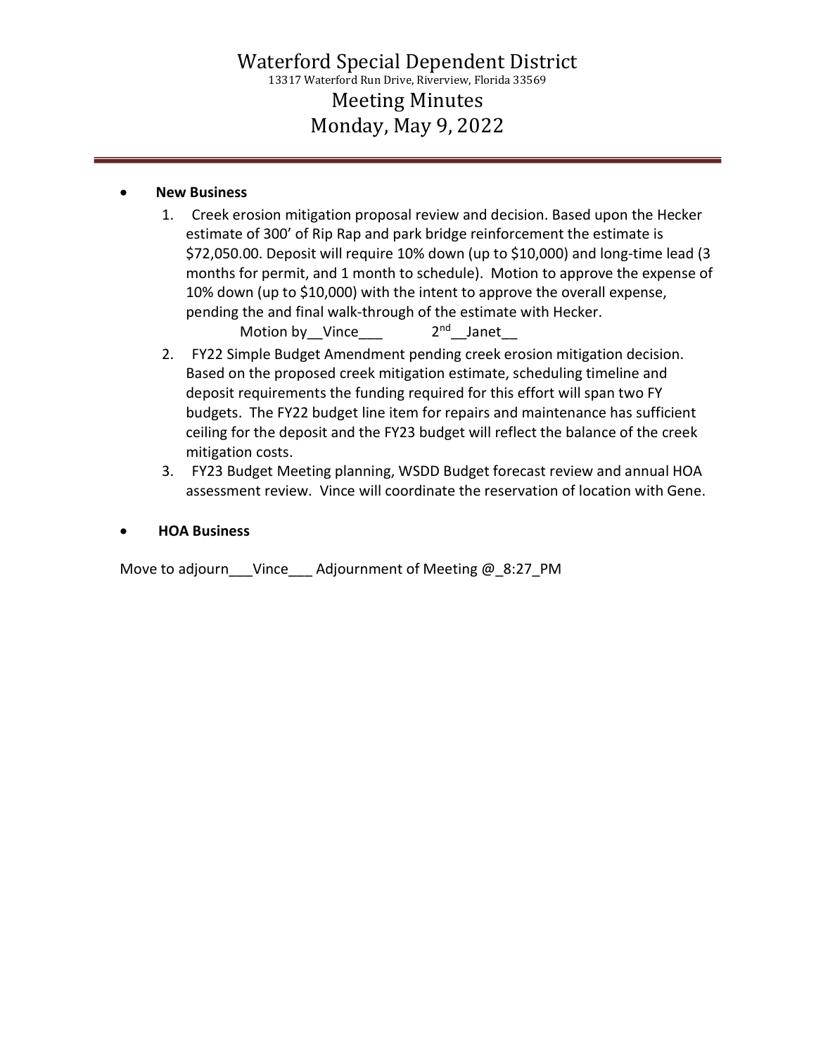# Waterford Special Dependent District

13317 Waterford Run Drive, Riverview, Florida 33569

## Meeting Minutes

## Monday, May 9, 2022

---

- **New Business**
  1. Creek erosion mitigation proposal review and decision. Based upon the Hecker estimate of 300' of Rip Rap and park bridge reinforcement the estimate is $72,050.00. Deposit will require 10% down (up to $10,000) and long-time lead (3 months for permit, and 1 month to schedule). Motion to approve the expense of 10% down (up to $10,000) with the intent to approve the overall expense, pending the and final walk-through of the estimate with Hecker.

     Motion by__Vince___ 2nd__Janet__
  2. FY22 Simple Budget Amendment pending creek erosion mitigation decision. Based on the proposed creek mitigation estimate, scheduling timeline and deposit requirements the funding required for this effort will span two FY budgets. The FY22 budget line item for repairs and maintenance has sufficient ceiling for the deposit and the FY23 budget will reflect the balance of the creek mitigation costs.
  3. FY23 Budget Meeting planning, WSDD Budget forecast review and annual HOA assessment review. Vince will coordinate the reservation of location with Gene.

- **HOA Business**

Move to adjourn___Vince___ Adjournment of Meeting @_8:27_PM